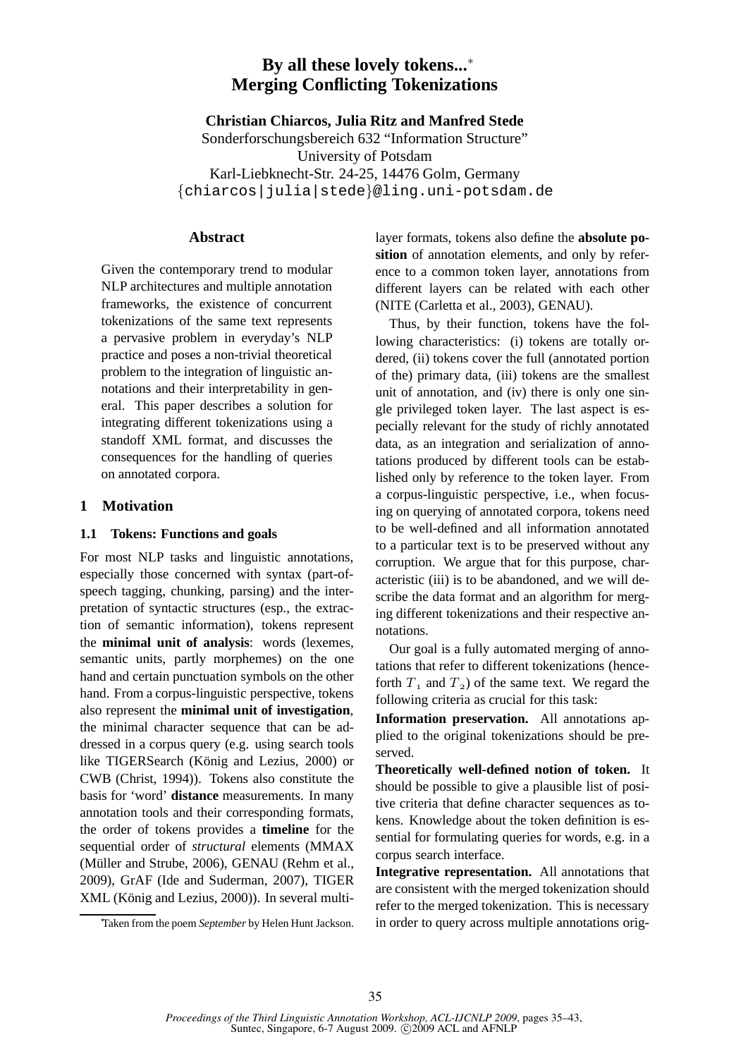# By all these lovely tokens...*
# Merging Conflicting Tokenizations

**Christian Chiarcos, Julia Ritz and Manfred Stede**
Sonderforschungsbereich 632 "Information Structure"
University of Potsdam
Karl-Liebknecht-Str. 24-25, 14476 Golm, Germany
{chiarcos|julia|stede}@ling.uni-potsdam.de

## Abstract

Given the contemporary trend to modular NLP architectures and multiple annotation frameworks, the existence of concurrent tokenizations of the same text represents a pervasive problem in everyday's NLP practice and poses a non-trivial theoretical problem to the integration of linguistic annotations and their interpretability in general. This paper describes a solution for integrating different tokenizations using a standoff XML format, and discusses the consequences for the handling of queries on annotated corpora.

## 1 Motivation

### 1.1 Tokens: Functions and goals

For most NLP tasks and linguistic annotations, especially those concerned with syntax (part-of-speech tagging, chunking, parsing) and the interpretation of syntactic structures (esp., the extraction of semantic information), tokens represent the **minimal unit of analysis**: words (lexemes, semantic units, partly morphemes) on the one hand and certain punctuation symbols on the other hand. From a corpus-linguistic perspective, tokens also represent the **minimal unit of investigation**, the minimal character sequence that can be addressed in a corpus query (e.g. using search tools like TIGERSearch (König and Lezius, 2000) or CWB (Christ, 1994)). Tokens also constitute the basis for 'word' **distance** measurements. In many annotation tools and their corresponding formats, the order of tokens provides a **timeline** for the sequential order of *structural* elements (MMAX (Müller and Strube, 2006), GENAU (Rehm et al., 2009), GrAF (Ide and Suderman, 2007), TIGER XML (König and Lezius, 2000)). In several multi-layer formats, tokens also define the **absolute position** of annotation elements, and only by reference to a common token layer, annotations from different layers can be related with each other (NITE (Carletta et al., 2003), GENAU).

Thus, by their function, tokens have the following characteristics: (i) tokens are totally ordered, (ii) tokens cover the full (annotated portion of the) primary data, (iii) tokens are the smallest unit of annotation, and (iv) there is only one single privileged token layer. The last aspect is especially relevant for the study of richly annotated data, as an integration and serialization of annotations produced by different tools can be established only by reference to the token layer. From a corpus-linguistic perspective, i.e., when focusing on querying of annotated corpora, tokens need to be well-defined and all information annotated to a particular text is to be preserved without any corruption. We argue that for this purpose, characteristic (iii) is to be abandoned, and we will describe the data format and an algorithm for merging different tokenizations and their respective annotations.

Our goal is a fully automated merging of annotations that refer to different tokenizations (henceforth $T_1$ and $T_2$) of the same text. We regard the following criteria as crucial for this task:

**Information preservation.** All annotations applied to the original tokenizations should be preserved.

**Theoretically well-defined notion of token.** It should be possible to give a plausible list of positive criteria that define character sequences as tokens. Knowledge about the token definition is essential for formulating queries for words, e.g. in a corpus search interface.

**Integrative representation.** All annotations that are consistent with the merged tokenization should refer to the merged tokenization. This is necessary in order to query across multiple annotations orig-

*Taken from the poem *September* by Helen Hunt Jackson.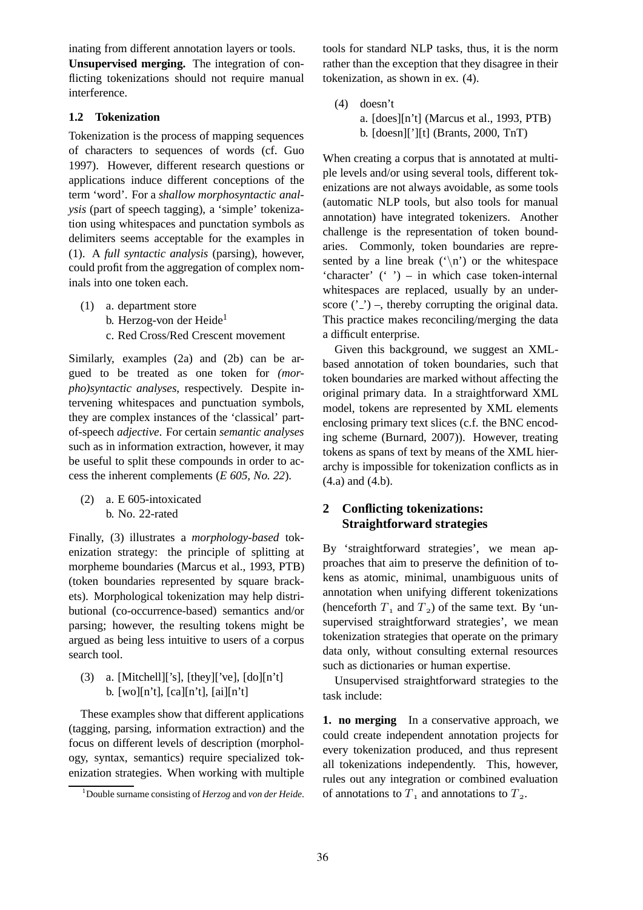inating from different annotation layers or tools.

**Unsupervised merging.** The integration of conflicting tokenizations should not require manual interference.

### 1.2 Tokenization

Tokenization is the process of mapping sequences of characters to sequences of words (cf. Guo 1997). However, different research questions or applications induce different conceptions of the term 'word'. For a *shallow morphosyntactic analysis* (part of speech tagging), a 'simple' tokenization using whitespaces and punctation symbols as delimiters seems acceptable for the examples in (1). A *full syntactic analysis* (parsing), however, could profit from the aggregation of complex nominals into one token each.

(1) a. department store
    b. Herzog-von der Heide[1]
    c. Red Cross/Red Crescent movement

Similarly, examples (2a) and (2b) can be argued to be treated as one token for *(morpho)syntactic analyses*, respectively. Despite intervening whitespaces and punctuation symbols, they are complex instances of the 'classical' part-of-speech *adjective*. For certain *semantic analyses* such as in information extraction, however, it may be useful to split these compounds in order to access the inherent complements (*E 605, No. 22*).

(2) a. E 605-intoxicated
    b. No. 22-rated

Finally, (3) illustrates a *morphology-based* tokenization strategy: the principle of splitting at morpheme boundaries (Marcus et al., 1993, PTB) (token boundaries represented by square brackets). Morphological tokenization may help distributional (co-occurrence-based) semantics and/or parsing; however, the resulting tokens might be argued as being less intuitive to users of a corpus search tool.

(3) a. [Mitchell]['s], [they]['ve], [do][n't]
    b. [wo][n't], [ca][n't], [ai][n't]

These examples show that different applications (tagging, parsing, information extraction) and the focus on different levels of description (morphology, syntax, semantics) require specialized tokenization strategies. When working with multiple tools for standard NLP tasks, thus, it is the norm rather than the exception that they disagree in their tokenization, as shown in ex. (4).

(4) doesn't
    a. [does][n't] (Marcus et al., 1993, PTB)
    b. [doesn]['][t] (Brants, 2000, TnT)

When creating a corpus that is annotated at multiple levels and/or using several tools, different tokenizations are not always avoidable, as some tools (automatic NLP tools, but also tools for manual annotation) have integrated tokenizers. Another challenge is the representation of token boundaries. Commonly, token boundaries are represented by a line break ('\n') or the whitespace 'character' (' ') – in which case token-internal whitespaces are replaced, usually by an underscore ('_') –, thereby corrupting the original data. This practice makes reconciling/merging the data a difficult enterprise.

Given this background, we suggest an XML-based annotation of token boundaries, such that token boundaries are marked without affecting the original primary data. In a straightforward XML model, tokens are represented by XML elements enclosing primary text slices (c.f. the BNC encoding scheme (Burnard, 2007)). However, treating tokens as spans of text by means of the XML hierarchy is impossible for tokenization conflicts as in (4.a) and (4.b).

## 2 Conflicting tokenizations: Straightforward strategies

By 'straightforward strategies', we mean approaches that aim to preserve the definition of tokens as atomic, minimal, unambiguous units of annotation when unifying different tokenizations (henceforth $T_1$ and $T_2$) of the same text. By 'unsupervised straightforward strategies', we mean tokenization strategies that operate on the primary data only, without consulting external resources such as dictionaries or human expertise.

Unsupervised straightforward strategies to the task include:

**1. no merging** In a conservative approach, we could create independent annotation projects for every tokenization produced, and thus represent all tokenizations independently. This, however, rules out any integration or combined evaluation of annotations to $T_1$ and annotations to $T_2$.

[1] Double surname consisting of *Herzog* and *von der Heide*.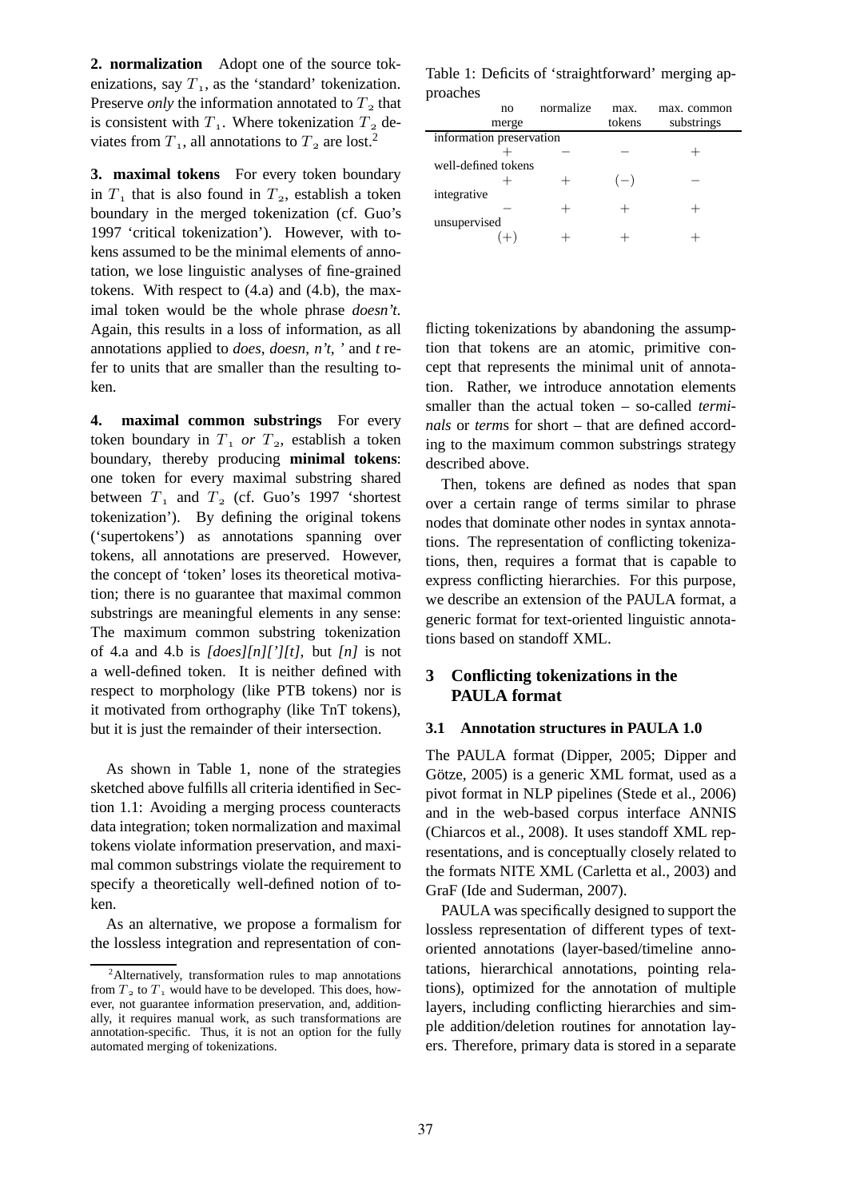**2. normalization** Adopt one of the source tokenizations, say $T_1$, as the 'standard' tokenization. Preserve *only* the information annotated to $T_2$ that is consistent with $T_1$. Where tokenization $T_2$ deviates from $T_1$, all annotations to $T_2$ are lost.[2]

**3. maximal tokens** For every token boundary in $T_1$ that is also found in $T_2$, establish a token boundary in the merged tokenization (cf. Guo's 1997 'critical tokenization'). However, with tokens assumed to be the minimal elements of annotation, we lose linguistic analyses of fine-grained tokens. With respect to (4.a) and (4.b), the maximal token would be the whole phrase *doesn't*. Again, this results in a loss of information, as all annotations applied to *does*, *doesn*, *n't*, *'* and *t* refer to units that are smaller than the resulting token.

**4. maximal common substrings** For every token boundary in $T_1$ *or* $T_2$, establish a token boundary, thereby producing **minimal tokens**: one token for every maximal substring shared between $T_1$ and $T_2$ (cf. Guo's 1997 'shortest tokenization'). By defining the original tokens ('supertokens') as annotations spanning over tokens, all annotations are preserved. However, the concept of 'token' loses its theoretical motivation; there is no guarantee that maximal common substrings are meaningful elements in any sense: The maximum common substring tokenization of 4.a and 4.b is *[does][n][']\[t]*, but *[n]* is not a well-defined token. It is neither defined with respect to morphology (like PTB tokens) nor is it motivated from orthography (like TnT tokens), but it is just the remainder of their intersection.

As shown in Table 1, none of the strategies sketched above fulfills all criteria identified in Section 1.1: Avoiding a merging process counteracts data integration; token normalization and maximal tokens violate information preservation, and maximal common substrings violate the requirement to specify a theoretically well-defined notion of token.

As an alternative, we propose a formalism for the lossless integration and representation of conflicting tokenizations by abandoning the assumption that tokens are an atomic, primitive concept that represents the minimal unit of annotation. Rather, we introduce annotation elements smaller than the actual token – so-called *terminals* or *terms* for short – that are defined according to the maximum common substrings strategy described above.

Then, tokens are defined as nodes that span over a certain range of terms similar to phrase nodes that dominate other nodes in syntax annotations. The representation of conflicting tokenizations, then, requires a format that is capable to express conflicting hierarchies. For this purpose, we describe an extension of the PAULA format, a generic format for text-oriented linguistic annotations based on standoff XML.

Table 1: Deficits of 'straightforward' merging approaches

| | no merge | normalize | max. tokens | max. common substrings |
|---|---|---|---|---|
| information preservation | + | − | − | + |
| well-defined tokens | + | + | (−) | − |
| integrative | − | + | + | + |
| unsupervised | (+) | + | + | + |

## 3 Conflicting tokenizations in the PAULA format

### 3.1 Annotation structures in PAULA 1.0

The PAULA format (Dipper, 2005; Dipper and Götze, 2005) is a generic XML format, used as a pivot format in NLP pipelines (Stede et al., 2006) and in the web-based corpus interface ANNIS (Chiarcos et al., 2008). It uses standoff XML representations, and is conceptually closely related to the formats NITE XML (Carletta et al., 2003) and GraF (Ide and Suderman, 2007).

PAULA was specifically designed to support the lossless representation of different types of text-oriented annotations (layer-based/timeline annotations, hierarchical annotations, pointing relations), optimized for the annotation of multiple layers, including conflicting hierarchies and simple addition/deletion routines for annotation layers. Therefore, primary data is stored in a separate

[2] Alternatively, transformation rules to map annotations from $T_2$ to $T_1$ would have to be developed. This does, however, not guarantee information preservation, and, additionally, it requires manual work, as such transformations are annotation-specific. Thus, it is not an option for the fully automated merging of tokenizations.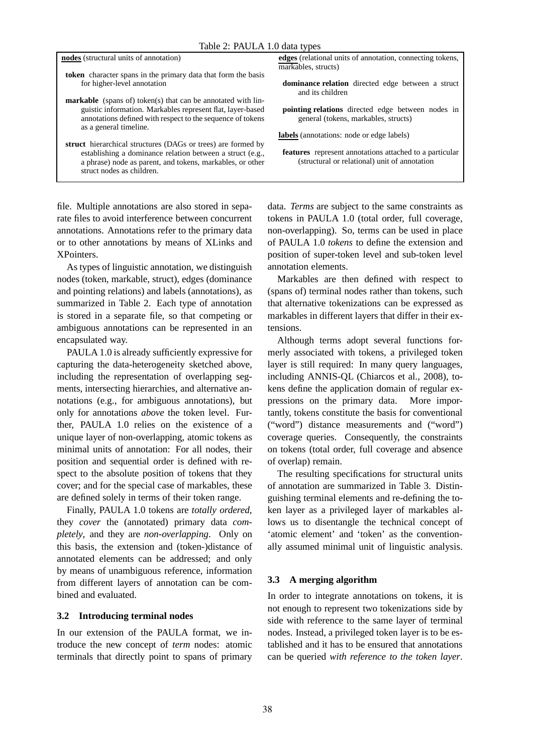Table 2: PAULA 1.0 data types

| **nodes** (structural units of annotation) | **edges** (relational units of annotation, connecting tokens, markables, structs) |
|---|---|
| **token** character spans in the primary data that form the basis for higher-level annotation | **dominance relation** directed edge between a struct and its children |
| **markable** (spans of) token(s) that can be annotated with linguistic information. Markables represent flat, layer-based annotations defined with respect to the sequence of tokens as a general timeline. | **pointing relations** directed edge between nodes in general (tokens, markables, structs) |
| **struct** hierarchical structures (DAGs or trees) are formed by establishing a dominance relation between a struct (e.g., a phrase) node as parent, and tokens, markables, or other struct nodes as children. | **labels** (annotations: node or edge labels) |
| | **features** represent annotations attached to a particular (structural or relational) unit of annotation |

file. Multiple annotations are also stored in separate files to avoid interference between concurrent annotations. Annotations refer to the primary data or to other annotations by means of XLinks and XPointers.

As types of linguistic annotation, we distinguish nodes (token, markable, struct), edges (dominance and pointing relations) and labels (annotations), as summarized in Table 2. Each type of annotation is stored in a separate file, so that competing or ambiguous annotations can be represented in an encapsulated way.

PAULA 1.0 is already sufficiently expressive for capturing the data-heterogeneity sketched above, including the representation of overlapping segments, intersecting hierarchies, and alternative annotations (e.g., for ambiguous annotations), but only for annotations *above* the token level. Further, PAULA 1.0 relies on the existence of a unique layer of non-overlapping, atomic tokens as minimal units of annotation: For all nodes, their position and sequential order is defined with respect to the absolute position of tokens that they cover; and for the special case of markables, these are defined solely in terms of their token range.

Finally, PAULA 1.0 tokens are *totally ordered*, they *cover* the (annotated) primary data *completely*, and they are *non-overlapping*. Only on this basis, the extension and (token-)distance of annotated elements can be addressed; and only by means of unambiguous reference, information from different layers of annotation can be combined and evaluated.

### 3.2 Introducing terminal nodes

In our extension of the PAULA format, we introduce the new concept of *term* nodes: atomic terminals that directly point to spans of primary data. *Terms* are subject to the same constraints as tokens in PAULA 1.0 (total order, full coverage, non-overlapping). So, terms can be used in place of PAULA 1.0 *tokens* to define the extension and position of super-token level and sub-token level annotation elements.

Markables are then defined with respect to (spans of) terminal nodes rather than tokens, such that alternative tokenizations can be expressed as markables in different layers that differ in their extensions.

Although terms adopt several functions formerly associated with tokens, a privileged token layer is still required: In many query languages, including ANNIS-QL (Chiarcos et al., 2008), tokens define the application domain of regular expressions on the primary data. More importantly, tokens constitute the basis for conventional ("word") distance measurements and ("word") coverage queries. Consequently, the constraints on tokens (total order, full coverage and absence of overlap) remain.

The resulting specifications for structural units of annotation are summarized in Table 3. Distinguishing terminal elements and re-defining the token layer as a privileged layer of markables allows us to disentangle the technical concept of 'atomic element' and 'token' as the conventionally assumed minimal unit of linguistic analysis.

### 3.3 A merging algorithm

In order to integrate annotations on tokens, it is not enough to represent two tokenizations side by side with reference to the same layer of terminal nodes. Instead, a privileged token layer is to be established and it has to be ensured that annotations can be queried *with reference to the token layer*.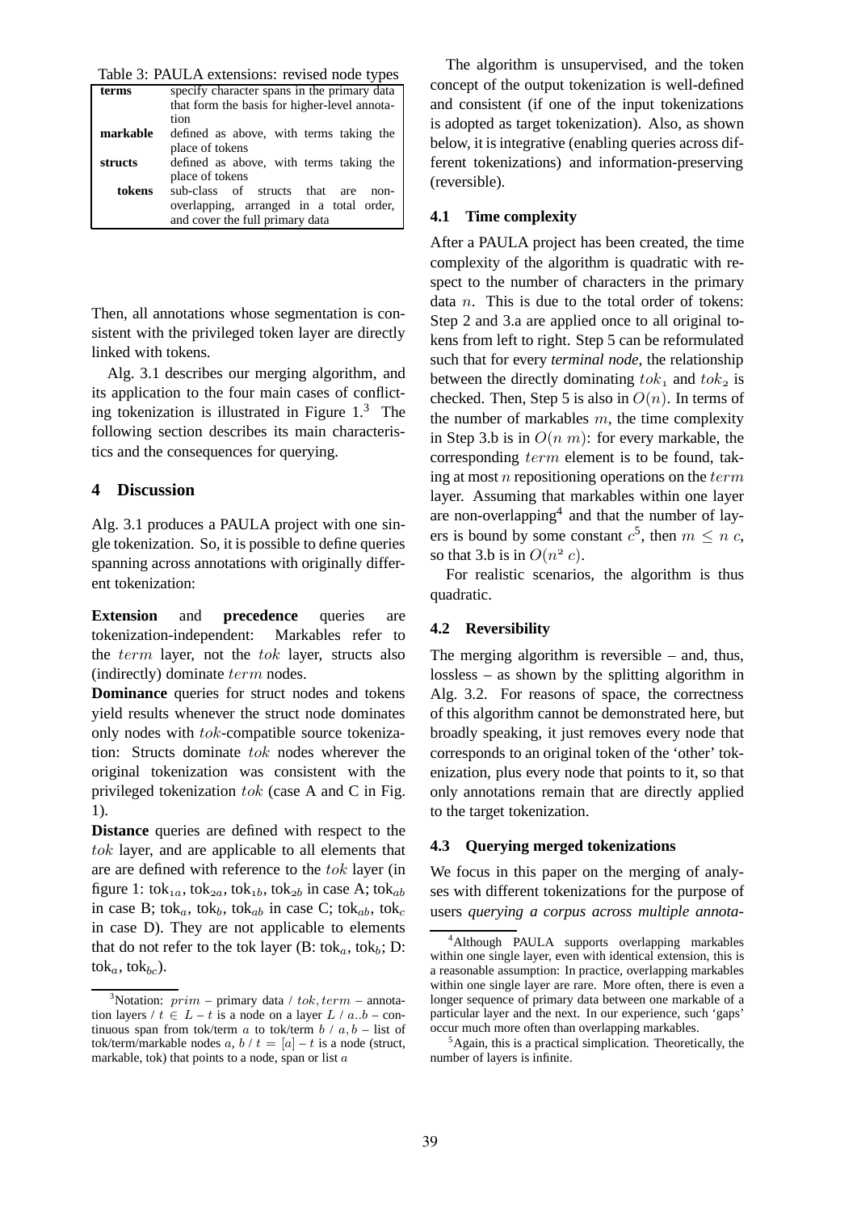Table 3: PAULA extensions: revised node types

| | |
|---|---|
| **terms** | specify character spans in the primary data that form the basis for higher-level annotation |
| **markable** | defined as above, with terms taking the place of tokens |
| **structs** | defined as above, with terms taking the place of tokens |
| **tokens** | sub-class of structs that are non-overlapping, arranged in a total order, and cover the full primary data |

Then, all annotations whose segmentation is consistent with the privileged token layer are directly linked with tokens.

Alg. 3.1 describes our merging algorithm, and its application to the four main cases of conflicting tokenization is illustrated in Figure 1.[3] The following section describes its main characteristics and the consequences for querying.

## 4 Discussion

Alg. 3.1 produces a PAULA project with one single tokenization. So, it is possible to define queries spanning across annotations with originally different tokenization:

**Extension** and **precedence** queries are tokenization-independent: Markables refer to the $term$ layer, not the $tok$ layer, structs also (indirectly) dominate $term$ nodes.

**Dominance** queries for struct nodes and tokens yield results whenever the struct node dominates only nodes with $tok$-compatible source tokenization: Structs dominate $tok$ nodes wherever the original tokenization was consistent with the privileged tokenization $tok$ (case A and C in Fig. 1).

**Distance** queries are defined with respect to the $tok$ layer, and are applicable to all elements that are are defined with reference to the $tok$ layer (in figure 1: $\text{tok}_{1a}$, $\text{tok}_{2a}$, $\text{tok}_{1b}$, $\text{tok}_{2b}$ in case A; $\text{tok}_{ab}$ in case B; $\text{tok}_{a}$, $\text{tok}_{b}$, $\text{tok}_{ab}$ in case C; $\text{tok}_{ab}$, $\text{tok}_{c}$ in case D). They are not applicable to elements that do not refer to the tok layer (B: $\text{tok}_{a}$, $\text{tok}_{b}$; D: $\text{tok}_{a}$, $\text{tok}_{bc}$).

The algorithm is unsupervised, and the token concept of the output tokenization is well-defined and consistent (if one of the input tokenizations is adopted as target tokenization). Also, as shown below, it is integrative (enabling queries across different tokenizations) and information-preserving (reversible).

### 4.1 Time complexity

After a PAULA project has been created, the time complexity of the algorithm is quadratic with respect to the number of characters in the primary data $n$. This is due to the total order of tokens: Step 2 and 3.a are applied once to all original tokens from left to right. Step 5 can be reformulated such that for every *terminal node*, the relationship between the directly dominating $tok_1$ and $tok_2$ is checked. Then, Step 5 is also in $O(n)$. In terms of the number of markables $m$, the time complexity in Step 3.b is in $O(n\ m)$: for every markable, the corresponding $term$ element is to be found, taking at most $n$ repositioning operations on the $term$ layer. Assuming that markables within one layer are non-overlapping[4] and that the number of layers is bound by some constant $c$[5], then $m \leq n\ c$, so that 3.b is in $O(n^2\ c)$.

For realistic scenarios, the algorithm is thus quadratic.

### 4.2 Reversibility

The merging algorithm is reversible – and, thus, lossless – as shown by the splitting algorithm in Alg. 3.2. For reasons of space, the correctness of this algorithm cannot be demonstrated here, but broadly speaking, it just removes every node that corresponds to an original token of the 'other' tokenization, plus every node that points to it, so that only annotations remain that are directly applied to the target tokenization.

### 4.3 Querying merged tokenizations

We focus in this paper on the merging of analyses with different tokenizations for the purpose of users *querying a corpus across multiple annota-*

---

[3] Notation: $prim$ – primary data / $tok, term$ – annotation layers / $t \in L$ – $t$ is a node on a layer $L$ / $a..b$ – continuous span from tok/term $a$ to tok/term $b$ / $a, b$ – list of tok/term/markable nodes $a, b$ / $t = [a]$ – $t$ is a node (struct, markable, tok) that points to a node, span or list $a$

[4] Although PAULA supports overlapping markables within one single layer, even with identical extension, this is a reasonable assumption: In practice, overlapping markables within one single layer are rare. More often, there is even a longer sequence of primary data between one markable of a particular layer and the next. In our experience, such 'gaps' occur much more often than overlapping markables.

[5] Again, this is a practical simplication. Theoretically, the number of layers is infinite.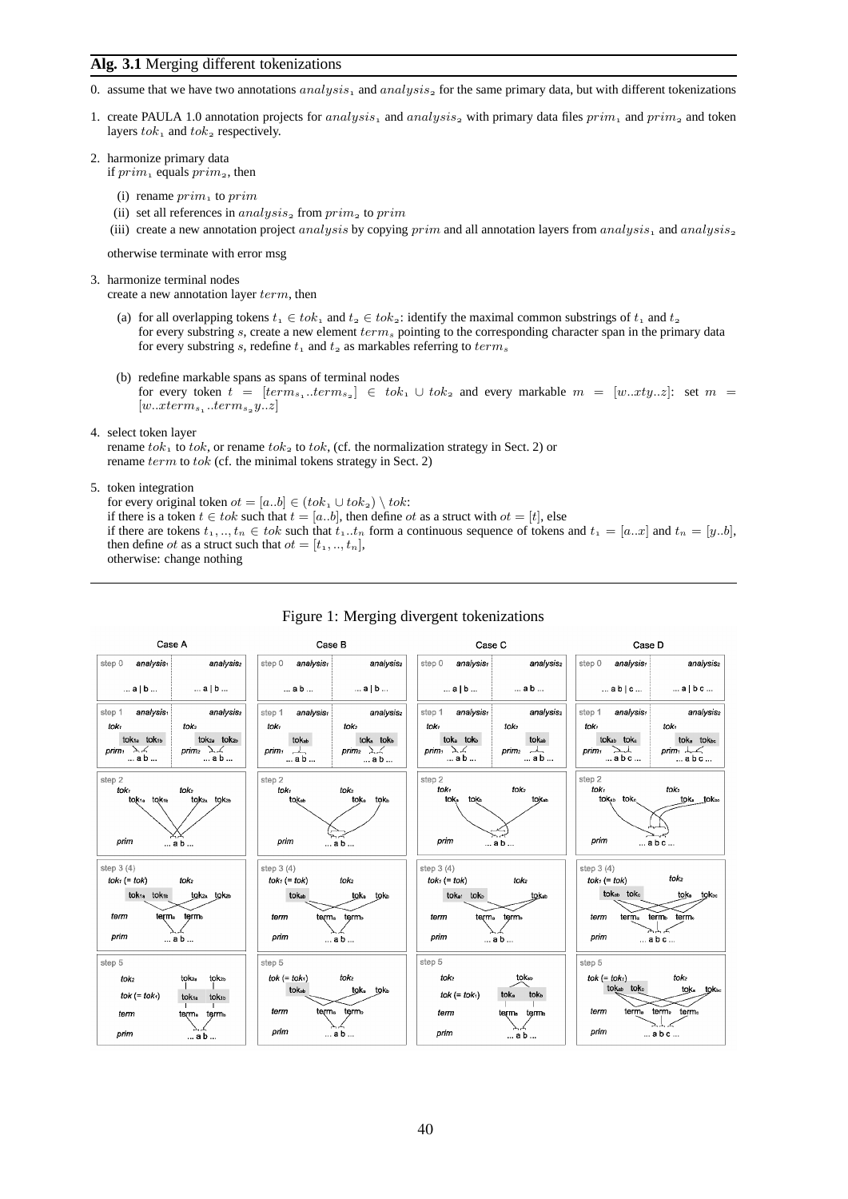**Alg. 3.1** Merging different tokenizations

0. assume that we have two annotations $analysis_1$ and $analysis_2$ for the same primary data, but with different tokenizations

1. create PAULA 1.0 annotation projects for $analysis_1$ and $analysis_2$ with primary data files $prim_1$ and $prim_2$ and token layers $tok_1$ and $tok_2$ respectively.

2. harmonize primary data
   if $prim_1$ equals $prim_2$, then
   - (i) rename $prim_1$ to $prim$
   - (ii) set all references in $analysis_2$ from $prim_2$ to $prim$
   - (iii) create a new annotation project $analysis$ by copying $prim$ and all annotation layers from $analysis_1$ and $analysis_2$

   otherwise terminate with error msg

3. harmonize terminal nodes
   create a new annotation layer $term$, then
   - (a) for all overlapping tokens $t_1 \in tok_1$ and $t_2 \in tok_2$: identify the maximal common substrings of $t_1$ and $t_2$
     for every substring $s$, create a new element $term_s$ pointing to the corresponding character span in the primary data
     for every substring $s$, redefine $t_1$ and $t_2$ as markables referring to $term_s$
   - (b) redefine markable spans as spans of terminal nodes
     for every token $t = [term_{s_1}..term_{s_2}] \in tok_1 \cup tok_2$ and every markable $m = [w..xty..z]$: set $m = [w..xterm_{s_1}..term_{s_2}y..z]$

4. select token layer
   rename $tok_1$ to $tok$, or rename $tok_2$ to $tok$, (cf. the normalization strategy in Sect. 2) or
   rename $term$ to $tok$ (cf. the minimal tokens strategy in Sect. 2)

5. token integration
   for every original token $ot = [a..b] \in (tok_1 \cup tok_2) \setminus tok$:
   if there is a token $t \in tok$ such that $t = [a..b]$, then define $ot$ as a struct with $ot = [t]$, else
   if there are tokens $t_1, .., t_n \in tok$ such that $t_1..t_n$ form a continuous sequence of tokens and $t_1 = [a..x]$ and $t_n = [y..b]$, then define $ot$ as a struct such that $ot = [t_1, .., t_n]$,
   otherwise: change nothing

Figure 1: Merging divergent tokenizations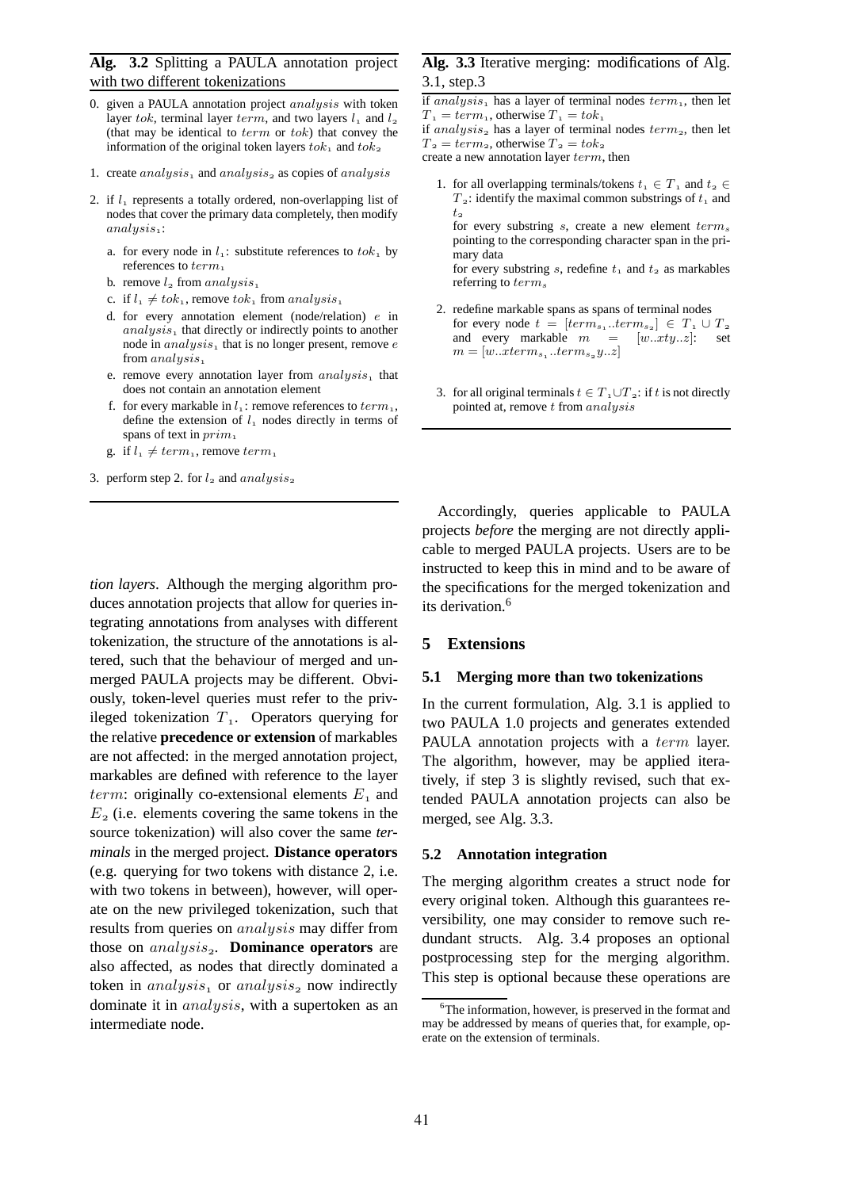**Alg. 3.2** Splitting a PAULA annotation project with two different tokenizations

0. given a PAULA annotation project $analysis$ with token layer $tok$, terminal layer $term$, and two layers $l_1$ and $l_2$ (that may be identical to $term$ or $tok$) that convey the information of the original token layers $tok_1$ and $tok_2$
1. create $analysis_1$ and $analysis_2$ as copies of $analysis$
2. if $l_1$ represents a totally ordered, non-overlapping list of nodes that cover the primary data completely, then modify $analysis_1$:
   a. for every node in $l_1$: substitute references to $tok_1$ by references to $term_1$
   b. remove $l_2$ from $analysis_1$
   c. if $l_1 \neq tok_1$, remove $tok_1$ from $analysis_1$
   d. for every annotation element (node/relation) $e$ in $analysis_1$ that directly or indirectly points to another node in $analysis_1$ that is no longer present, remove $e$ from $analysis_1$
   e. remove every annotation layer from $analysis_1$ that does not contain an annotation element
   f. for every markable in $l_1$: remove references to $term_1$, define the extension of $l_1$ nodes directly in terms of spans of text in $prim_1$
   g. if $l_1 \neq term_1$, remove $term_1$
3. perform step 2. for $l_2$ and $analysis_2$

*tion layers*. Although the merging algorithm produces annotation projects that allow for queries integrating annotations from analyses with different tokenization, the structure of the annotations is altered, such that the behaviour of merged and unmerged PAULA projects may be different. Obviously, token-level queries must refer to the privileged tokenization $T_1$. Operators querying for the relative **precedence or extension** of markables are not affected: in the merged annotation project, markables are defined with reference to the layer $term$: originally co-extensional elements $E_1$ and $E_2$ (i.e. elements covering the same tokens in the source tokenization) will also cover the same *terminals* in the merged project. **Distance operators** (e.g. querying for two tokens with distance 2, i.e. with two tokens in between), however, will operate on the new privileged tokenization, such that results from queries on $analysis$ may differ from those on $analysis_2$. **Dominance operators** are also affected, as nodes that directly dominated a token in $analysis_1$ or $analysis_2$ now indirectly dominate it in $analysis$, with a supertoken as an intermediate node.

**Alg. 3.3** Iterative merging: modifications of Alg. 3.1, step.3

if $analysis_1$ has a layer of terminal nodes $term_1$, then let $T_1 = term_1$, otherwise $T_1 = tok_1$
if $analysis_2$ has a layer of terminal nodes $term_2$, then let $T_2 = term_2$, otherwise $T_2 = tok_2$
create a new annotation layer $term$, then

1. for all overlapping terminals/tokens $t_1 \in T_1$ and $t_2 \in T_2$: identify the maximal common substrings of $t_1$ and $t_2$
   for every substring $s$, create a new element $term_s$ pointing to the corresponding character span in the primary data
   for every substring $s$, redefine $t_1$ and $t_2$ as markables referring to $term_s$
2. redefine markable spans as spans of terminal nodes
   for every node $t = [term_{s_1}..term_{s_2}] \in T_1 \cup T_2$ and every markable $m = [w..xty..z]$: set $m = [w..xterm_{s_1}..term_{s_2}y..z]$
3. for all original terminals $t \in T_1 \cup T_2$: if $t$ is not directly pointed at, remove $t$ from $analysis$

Accordingly, queries applicable to PAULA projects *before* the merging are not directly applicable to merged PAULA projects. Users are to be instructed to keep this in mind and to be aware of the specifications for the merged tokenization and its derivation.[6]

## 5 Extensions

### 5.1 Merging more than two tokenizations

In the current formulation, Alg. 3.1 is applied to two PAULA 1.0 projects and generates extended PAULA annotation projects with a $term$ layer. The algorithm, however, may be applied iteratively, if step 3 is slightly revised, such that extended PAULA annotation projects can also be merged, see Alg. 3.3.

### 5.2 Annotation integration

The merging algorithm creates a struct node for every original token. Although this guarantees reversibility, one may consider to remove such redundant structs. Alg. 3.4 proposes an optional postprocessing step for the merging algorithm. This step is optional because these operations are

[6] The information, however, is preserved in the format and may be addressed by means of queries that, for example, operate on the extension of terminals.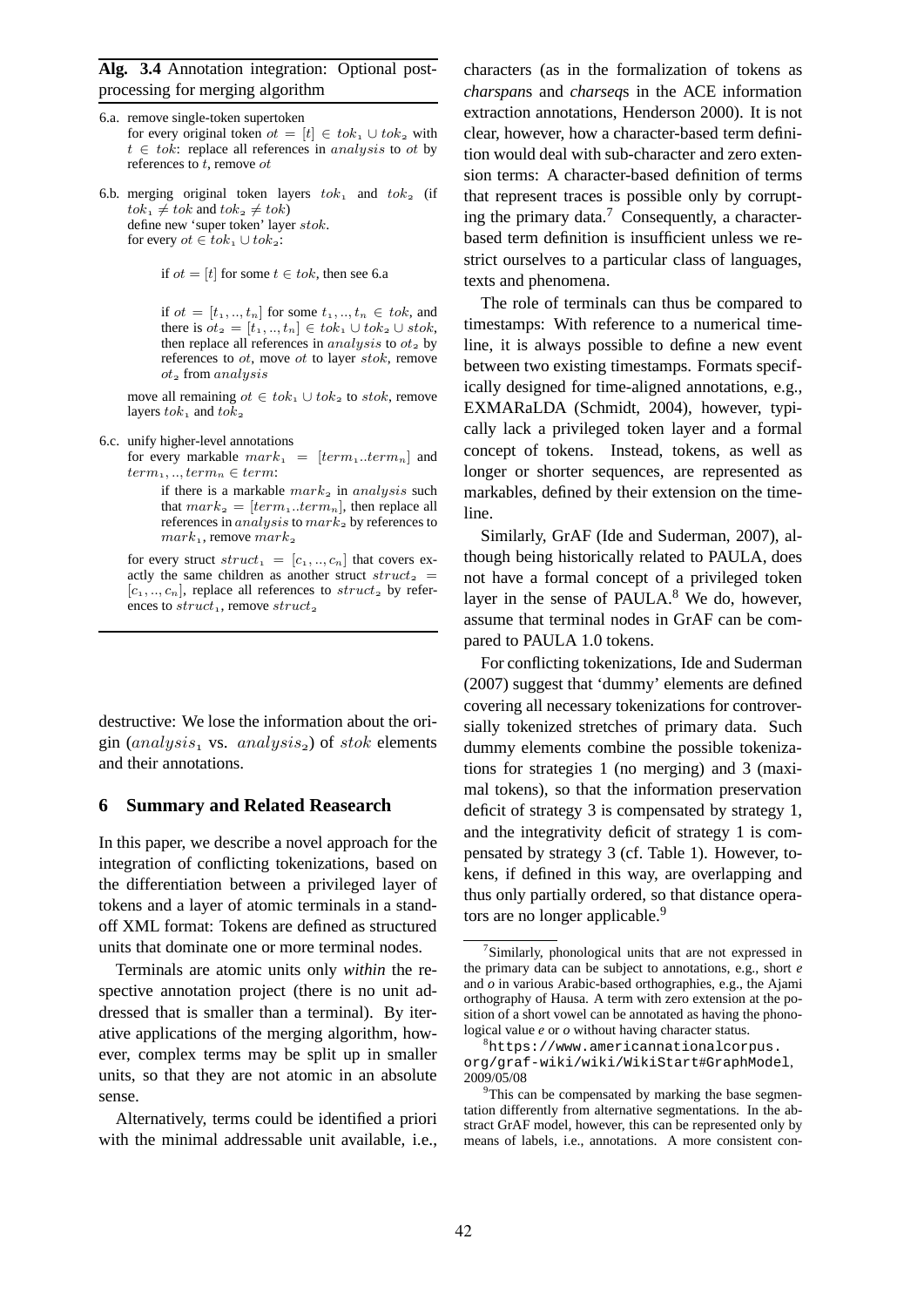**Alg. 3.4** Annotation integration: Optional post-processing for merging algorithm

6.a. remove single-token supertoken
for every original token $ot = [t] \in tok_1 \cup tok_2$ with $t \in tok$: replace all references in $analysis$ to $ot$ by references to $t$, remove $ot$

6.b. merging original token layers $tok_1$ and $tok_2$ (if $tok_1 \neq tok$ and $tok_2 \neq tok$)
define new 'super token' layer $stok$.
for every $ot \in tok_1 \cup tok_2$:

> if $ot = [t]$ for some $t \in tok$, then see 6.a
>
> if $ot = [t_1, .., t_n]$ for some $t_1, .., t_n \in tok$, and there is $ot_2 = [t_1, .., t_n] \in tok_1 \cup tok_2 \cup stok$, then replace all references in $analysis$ to $ot_2$ by references to $ot$, move $ot$ to layer $stok$, remove $ot_2$ from $analysis$

move all remaining $ot \in tok_1 \cup tok_2$ to $stok$, remove layers $tok_1$ and $tok_2$

6.c. unify higher-level annotations
for every markable $mark_1 = [term_1..term_n]$ and $term_1, .., term_n \in term$:

> if there is a markable $mark_2$ in $analysis$ such that $mark_2 = [term_1..term_n]$, then replace all references in $analysis$ to $mark_2$ by references to $mark_1$, remove $mark_2$

for every struct $struct_1 = [c_1, .., c_n]$ that covers exactly the same children as another struct $struct_2 = [c_1, .., c_n]$, replace all references to $struct_2$ by references to $struct_1$, remove $struct_2$

destructive: We lose the information about the origin ($analysis_1$ vs. $analysis_2$) of $stok$ elements and their annotations.

## 6 Summary and Related Reasearch

In this paper, we describe a novel approach for the integration of conflicting tokenizations, based on the differentiation between a privileged layer of tokens and a layer of atomic terminals in a standoff XML format: Tokens are defined as structured units that dominate one or more terminal nodes.

Terminals are atomic units only *within* the respective annotation project (there is no unit addressed that is smaller than a terminal). By iterative applications of the merging algorithm, however, complex terms may be split up in smaller units, so that they are not atomic in an absolute sense.

Alternatively, terms could be identified a priori with the minimal addressable unit available, i.e., characters (as in the formalization of tokens as *charspan*s and *charseq*s in the ACE information extraction annotations, Henderson 2000). It is not clear, however, how a character-based term definition would deal with sub-character and zero extension terms: A character-based definition of terms that represent traces is possible only by corrupting the primary data.[7] Consequently, a character-based term definition is insufficient unless we restrict ourselves to a particular class of languages, texts and phenomena.

The role of terminals can thus be compared to timestamps: With reference to a numerical timeline, it is always possible to define a new event between two existing timestamps. Formats specifically designed for time-aligned annotations, e.g., EXMARaLDA (Schmidt, 2004), however, typically lack a privileged token layer and a formal concept of tokens. Instead, tokens, as well as longer or shorter sequences, are represented as markables, defined by their extension on the timeline.

Similarly, GrAF (Ide and Suderman, 2007), although being historically related to PAULA, does not have a formal concept of a privileged token layer in the sense of PAULA.[8] We do, however, assume that terminal nodes in GrAF can be compared to PAULA 1.0 tokens.

For conflicting tokenizations, Ide and Suderman (2007) suggest that 'dummy' elements are defined covering all necessary tokenizations for controversially tokenized stretches of primary data. Such dummy elements combine the possible tokenizations for strategies 1 (no merging) and 3 (maximal tokens), so that the information preservation deficit of strategy 3 is compensated by strategy 1, and the integrativity deficit of strategy 1 is compensated by strategy 3 (cf. Table 1). However, tokens, if defined in this way, are overlapping and thus only partially ordered, so that distance operators are no longer applicable.[9]

[7] Similarly, phonological units that are not expressed in the primary data can be subject to annotations, e.g., short *e* and *o* in various Arabic-based orthographies, e.g., the Ajami orthography of Hausa. A term with zero extension at the position of a short vowel can be annotated as having the phonological value *e* or *o* without having character status.

[8] `https://www.americannationalcorpus.org/graf-wiki/wiki/WikiStart#GraphModel`, 2009/05/08

[9] This can be compensated by marking the base segmentation differently from alternative segmentations. In the abstract GrAF model, however, this can be represented only by means of labels, i.e., annotations. A more consistent con-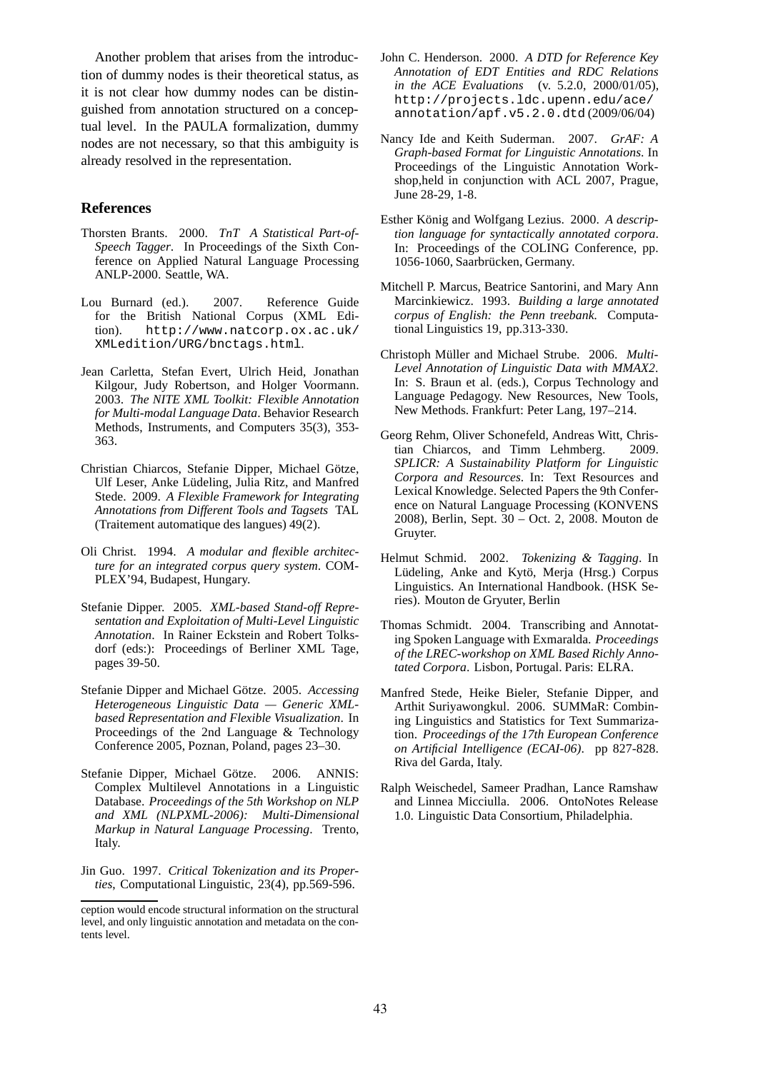Another problem that arises from the introduction of dummy nodes is their theoretical status, as it is not clear how dummy nodes can be distinguished from annotation structured on a conceptual level. In the PAULA formalization, dummy nodes are not necessary, so that this ambiguity is already resolved in the representation.

## References

Thorsten Brants. 2000. *TnT A Statistical Part-of-Speech Tagger*. In Proceedings of the Sixth Conference on Applied Natural Language Processing ANLP-2000. Seattle, WA.

Lou Burnard (ed.). 2007. Reference Guide for the British National Corpus (XML Edition). `http://www.natcorp.ox.ac.uk/XMLedition/URG/bnctags.html`.

Jean Carletta, Stefan Evert, Ulrich Heid, Jonathan Kilgour, Judy Robertson, and Holger Voormann. 2003. *The NITE XML Toolkit: Flexible Annotation for Multi-modal Language Data*. Behavior Research Methods, Instruments, and Computers 35(3), 353-363.

Christian Chiarcos, Stefanie Dipper, Michael Götze, Ulf Leser, Anke Lüdeling, Julia Ritz, and Manfred Stede. 2009. *A Flexible Framework for Integrating Annotations from Different Tools and Tagsets* TAL (Traitement automatique des langues) 49(2).

Oli Christ. 1994. *A modular and flexible architecture for an integrated corpus query system*. COMPLEX'94, Budapest, Hungary.

Stefanie Dipper. 2005. *XML-based Stand-off Representation and Exploitation of Multi-Level Linguistic Annotation*. In Rainer Eckstein and Robert Tolksdorf (eds:): Proceedings of Berliner XML Tage, pages 39-50.

Stefanie Dipper and Michael Götze. 2005. *Accessing Heterogeneous Linguistic Data — Generic XML-based Representation and Flexible Visualization*. In Proceedings of the 2nd Language & Technology Conference 2005, Poznan, Poland, pages 23–30.

Stefanie Dipper, Michael Götze. 2006. ANNIS: Complex Multilevel Annotations in a Linguistic Database. *Proceedings of the 5th Workshop on NLP and XML (NLPXML-2006): Multi-Dimensional Markup in Natural Language Processing*. Trento, Italy.

Jin Guo. 1997. *Critical Tokenization and its Properties*, Computational Linguistic, 23(4), pp.569-596.

John C. Henderson. 2000. *A DTD for Reference Key Annotation of EDT Entities and RDC Relations in the ACE Evaluations* (v. 5.2.0, 2000/01/05), `http://projects.ldc.upenn.edu/ace/annotation/apf.v5.2.0.dtd` (2009/06/04)

Nancy Ide and Keith Suderman. 2007. *GrAF: A Graph-based Format for Linguistic Annotations*. In Proceedings of the Linguistic Annotation Workshop,held in conjunction with ACL 2007, Prague, June 28-29, 1-8.

Esther König and Wolfgang Lezius. 2000. *A description language for syntactically annotated corpora*. In: Proceedings of the COLING Conference, pp. 1056-1060, Saarbrücken, Germany.

Mitchell P. Marcus, Beatrice Santorini, and Mary Ann Marcinkiewicz. 1993. *Building a large annotated corpus of English: the Penn treebank.* Computational Linguistics 19, pp.313-330.

Christoph Müller and Michael Strube. 2006. *Multi-Level Annotation of Linguistic Data with MMAX2*. In: S. Braun et al. (eds.), Corpus Technology and Language Pedagogy. New Resources, New Tools, New Methods. Frankfurt: Peter Lang, 197–214.

Georg Rehm, Oliver Schonefeld, Andreas Witt, Christian Chiarcos, and Timm Lehmberg. 2009. *SPLICR: A Sustainability Platform for Linguistic Corpora and Resources*. In: Text Resources and Lexical Knowledge. Selected Papers the 9th Conference on Natural Language Processing (KONVENS 2008), Berlin, Sept. 30 – Oct. 2, 2008. Mouton de Gruyter.

Helmut Schmid. 2002. *Tokenizing & Tagging*. In Lüdeling, Anke and Kytö, Merja (Hrsg.) Corpus Linguistics. An International Handbook. (HSK Series). Mouton de Gryuter, Berlin

Thomas Schmidt. 2004. Transcribing and Annotating Spoken Language with Exmaralda. *Proceedings of the LREC-workshop on XML Based Richly Annotated Corpora*. Lisbon, Portugal. Paris: ELRA.

Manfred Stede, Heike Bieler, Stefanie Dipper, and Arthit Suriyawongkul. 2006. SUMMaR: Combining Linguistics and Statistics for Text Summarization. *Proceedings of the 17th European Conference on Artificial Intelligence (ECAI-06)*. pp 827-828. Riva del Garda, Italy.

Ralph Weischedel, Sameer Pradhan, Lance Ramshaw and Linnea Micciulla. 2006. OntoNotes Release 1.0. Linguistic Data Consortium, Philadelphia.

---

ception would encode structural information on the structural level, and only linguistic annotation and metadata on the contents level.